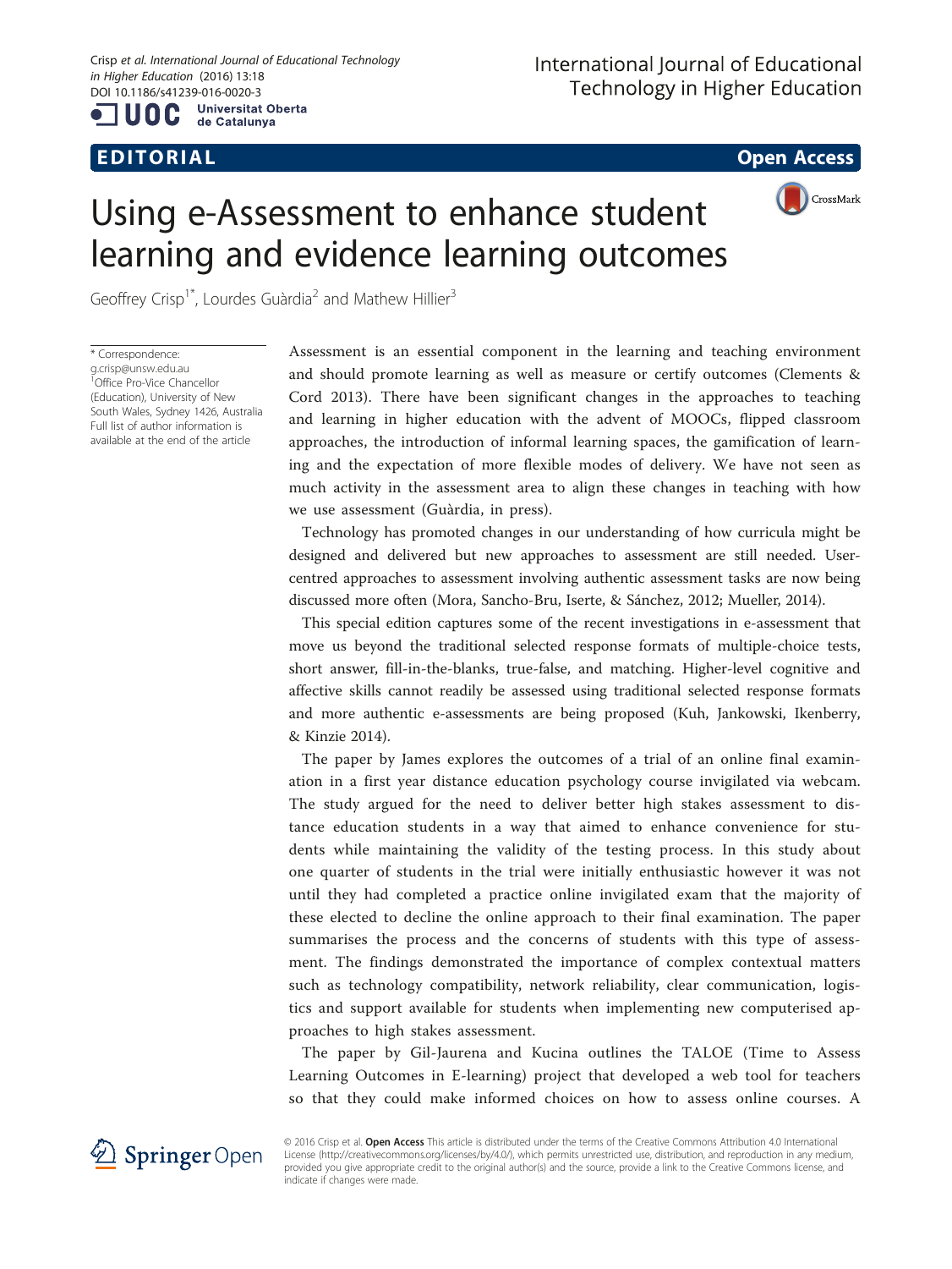EDITORIAL

Open Access

# Using e-Assessment to enhance student learning and evidence learning outcomes

Geoffrey Crisp[1*], Lourdes Guàrdia[2] and Mathew Hillier[3]

\* Correspondence: g.crisp@unsw.edu.au
[1]Office Pro-Vice Chancellor (Education), University of New South Wales, Sydney 1426, Australia
Full list of author information is available at the end of the article

Assessment is an essential component in the learning and teaching environment and should promote learning as well as measure or certify outcomes (Clements & Cord 2013). There have been significant changes in the approaches to teaching and learning in higher education with the advent of MOOCs, flipped classroom approaches, the introduction of informal learning spaces, the gamification of learning and the expectation of more flexible modes of delivery. We have not seen as much activity in the assessment area to align these changes in teaching with how we use assessment (Guàrdia, in press).

Technology has promoted changes in our understanding of how curricula might be designed and delivered but new approaches to assessment are still needed. User-centred approaches to assessment involving authentic assessment tasks are now being discussed more often (Mora, Sancho-Bru, Iserte, & Sánchez, 2012; Mueller, 2014).

This special edition captures some of the recent investigations in e-assessment that move us beyond the traditional selected response formats of multiple-choice tests, short answer, fill-in-the-blanks, true-false, and matching. Higher-level cognitive and affective skills cannot readily be assessed using traditional selected response formats and more authentic e-assessments are being proposed (Kuh, Jankowski, Ikenberry, & Kinzie 2014).

The paper by James explores the outcomes of a trial of an online final examination in a first year distance education psychology course invigilated via webcam. The study argued for the need to deliver better high stakes assessment to distance education students in a way that aimed to enhance convenience for students while maintaining the validity of the testing process. In this study about one quarter of students in the trial were initially enthusiastic however it was not until they had completed a practice online invigilated exam that the majority of these elected to decline the online approach to their final examination. The paper summarises the process and the concerns of students with this type of assessment. The findings demonstrated the importance of complex contextual matters such as technology compatibility, network reliability, clear communication, logistics and support available for students when implementing new computerised approaches to high stakes assessment.

The paper by Gil-Jaurena and Kucina outlines the TALOE (Time to Assess Learning Outcomes in E-learning) project that developed a web tool for teachers so that they could make informed choices on how to assess online courses. A

© 2016 Crisp et al. **Open Access** This article is distributed under the terms of the Creative Commons Attribution 4.0 International License (http://creativecommons.org/licenses/by/4.0/), which permits unrestricted use, distribution, and reproduction in any medium, provided you give appropriate credit to the original author(s) and the source, provide a link to the Creative Commons license, and indicate if changes were made.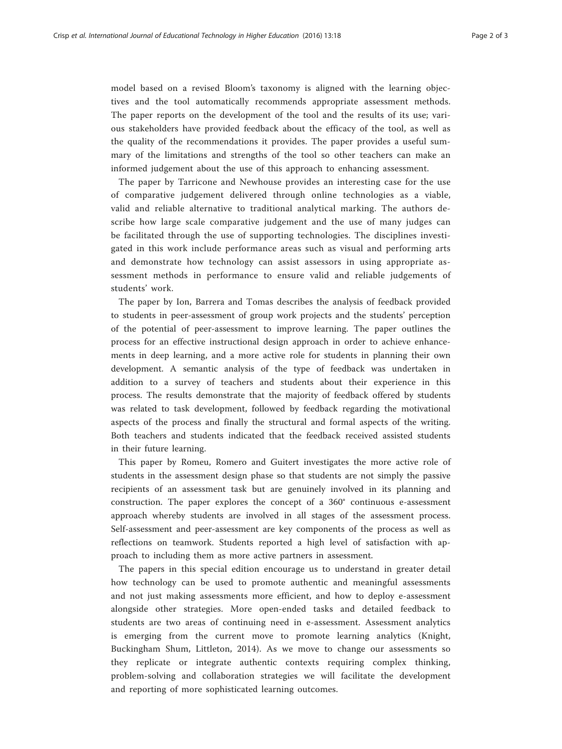model based on a revised Bloom's taxonomy is aligned with the learning objectives and the tool automatically recommends appropriate assessment methods. The paper reports on the development of the tool and the results of its use; various stakeholders have provided feedback about the efficacy of the tool, as well as the quality of the recommendations it provides. The paper provides a useful summary of the limitations and strengths of the tool so other teachers can make an informed judgement about the use of this approach to enhancing assessment.

The paper by Tarricone and Newhouse provides an interesting case for the use of comparative judgement delivered through online technologies as a viable, valid and reliable alternative to traditional analytical marking. The authors describe how large scale comparative judgement and the use of many judges can be facilitated through the use of supporting technologies. The disciplines investigated in this work include performance areas such as visual and performing arts and demonstrate how technology can assist assessors in using appropriate assessment methods in performance to ensure valid and reliable judgements of students' work.

The paper by Ion, Barrera and Tomas describes the analysis of feedback provided to students in peer-assessment of group work projects and the students' perception of the potential of peer-assessment to improve learning. The paper outlines the process for an effective instructional design approach in order to achieve enhancements in deep learning, and a more active role for students in planning their own development. A semantic analysis of the type of feedback was undertaken in addition to a survey of teachers and students about their experience in this process. The results demonstrate that the majority of feedback offered by students was related to task development, followed by feedback regarding the motivational aspects of the process and finally the structural and formal aspects of the writing. Both teachers and students indicated that the feedback received assisted students in their future learning.

This paper by Romeu, Romero and Guitert investigates the more active role of students in the assessment design phase so that students are not simply the passive recipients of an assessment task but are genuinely involved in its planning and construction. The paper explores the concept of a 360° continuous e-assessment approach whereby students are involved in all stages of the assessment process. Self-assessment and peer-assessment are key components of the process as well as reflections on teamwork. Students reported a high level of satisfaction with approach to including them as more active partners in assessment.

The papers in this special edition encourage us to understand in greater detail how technology can be used to promote authentic and meaningful assessments and not just making assessments more efficient, and how to deploy e-assessment alongside other strategies. More open-ended tasks and detailed feedback to students are two areas of continuing need in e-assessment. Assessment analytics is emerging from the current move to promote learning analytics (Knight, Buckingham Shum, Littleton, 2014). As we move to change our assessments so they replicate or integrate authentic contexts requiring complex thinking, problem-solving and collaboration strategies we will facilitate the development and reporting of more sophisticated learning outcomes.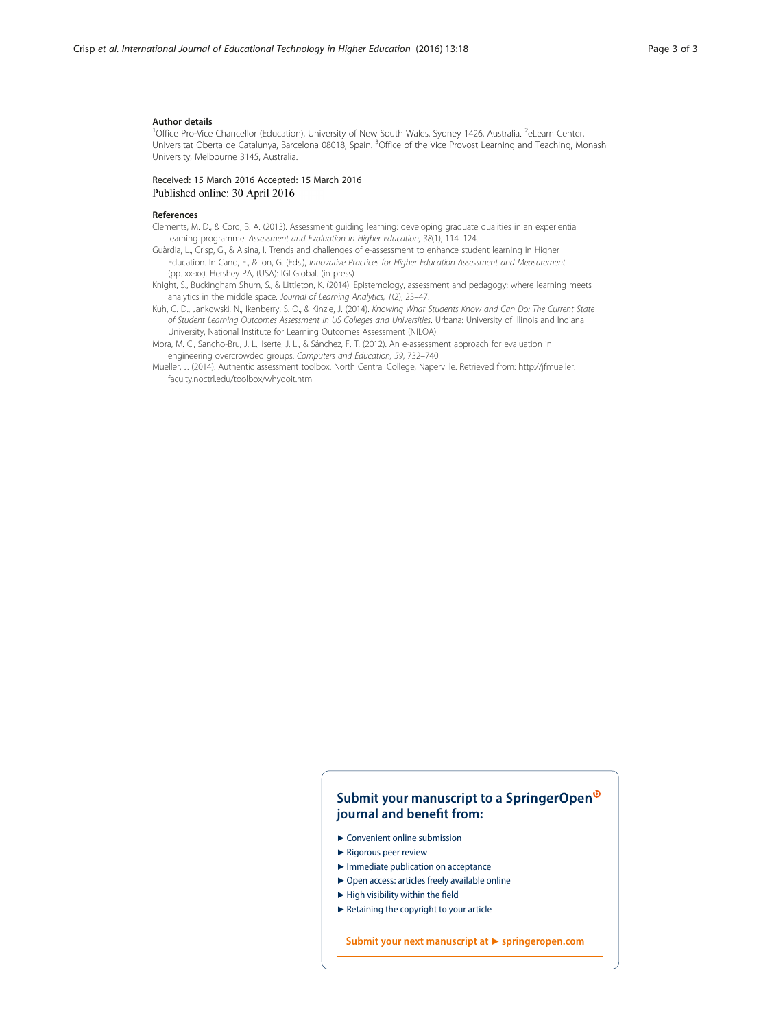## Author details

[1]Office Pro-Vice Chancellor (Education), University of New South Wales, Sydney 1426, Australia. [2]eLearn Center, Universitat Oberta de Catalunya, Barcelona 08018, Spain. [3]Office of the Vice Provost Learning and Teaching, Monash University, Melbourne 3145, Australia.

Received: 15 March 2016 Accepted: 15 March 2016
Published online: 30 April 2016

## References

Clements, M. D., & Cord, B. A. (2013). Assessment guiding learning: developing graduate qualities in an experiential learning programme. *Assessment and Evaluation in Higher Education, 38*(1), 114–124.

Guàrdia, L., Crisp, G., & Alsina, I. Trends and challenges of e-assessment to enhance student learning in Higher Education. In Cano, E., & Ion, G. (Eds.), *Innovative Practices for Higher Education Assessment and Measurement* (pp. xx-xx). Hershey PA, (USA): IGI Global. (in press)

Knight, S., Buckingham Shum, S., & Littleton, K. (2014). Epistemology, assessment and pedagogy: where learning meets analytics in the middle space. *Journal of Learning Analytics, 1*(2), 23–47.

Kuh, G. D., Jankowski, N., Ikenberry, S. O., & Kinzie, J. (2014). *Knowing What Students Know and Can Do: The Current State of Student Learning Outcomes Assessment in US Colleges and Universities*. Urbana: University of Illinois and Indiana University, National Institute for Learning Outcomes Assessment (NILOA).

Mora, M. C., Sancho-Bru, J. L., Iserte, J. L., & Sánchez, F. T. (2012). An e-assessment approach for evaluation in engineering overcrowded groups. *Computers and Education, 59*, 732–740.

Mueller, J. (2014). Authentic assessment toolbox. North Central College, Naperville. Retrieved from: http://jfmueller.faculty.noctrl.edu/toolbox/whydoit.htm

**Submit your manuscript to a SpringerOpen journal and benefit from:**

- ► Convenient online submission
- ► Rigorous peer review
- ► Immediate publication on acceptance
- ► Open access: articles freely available online
- ► High visibility within the field
- ► Retaining the copyright to your article

**Submit your next manuscript at ► springeropen.com**